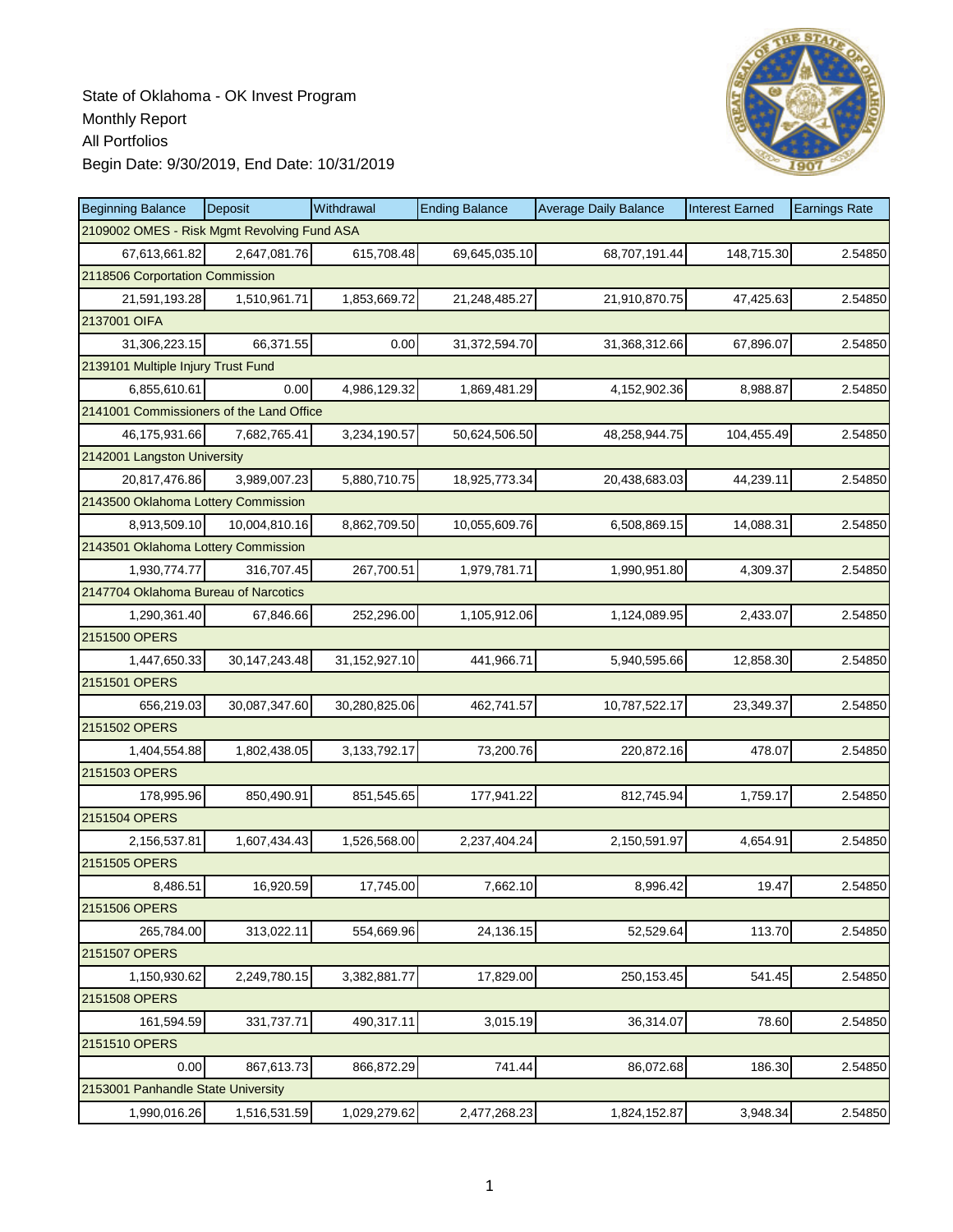State of Oklahoma - OK Invest Program
Monthly Report
All Portfolios
Begin Date: 9/30/2019, End Date: 10/31/2019

| Beginning Balance | Deposit | Withdrawal | Ending Balance | Average Daily Balance | Interest Earned | Earnings Rate |
|---|---|---|---|---|---|---|
| 2109002 OMES - Risk Mgmt Revolving Fund ASA | | | | | | |
| 67,613,661.82 | 2,647,081.76 | 615,708.48 | 69,645,035.10 | 68,707,191.44 | 148,715.30 | 2.54850 |
| 2118506 Corportation Commission | | | | | | |
| 21,591,193.28 | 1,510,961.71 | 1,853,669.72 | 21,248,485.27 | 21,910,870.75 | 47,425.63 | 2.54850 |
| 2137001 OIFA | | | | | | |
| 31,306,223.15 | 66,371.55 | 0.00 | 31,372,594.70 | 31,368,312.66 | 67,896.07 | 2.54850 |
| 2139101 Multiple Injury Trust Fund | | | | | | |
| 6,855,610.61 | 0.00 | 4,986,129.32 | 1,869,481.29 | 4,152,902.36 | 8,988.87 | 2.54850 |
| 2141001 Commissioners of the Land Office | | | | | | |
| 46,175,931.66 | 7,682,765.41 | 3,234,190.57 | 50,624,506.50 | 48,258,944.75 | 104,455.49 | 2.54850 |
| 2142001 Langston University | | | | | | |
| 20,817,476.86 | 3,989,007.23 | 5,880,710.75 | 18,925,773.34 | 20,438,683.03 | 44,239.11 | 2.54850 |
| 2143500 Oklahoma Lottery Commission | | | | | | |
| 8,913,509.10 | 10,004,810.16 | 8,862,709.50 | 10,055,609.76 | 6,508,869.15 | 14,088.31 | 2.54850 |
| 2143501 Oklahoma Lottery Commission | | | | | | |
| 1,930,774.77 | 316,707.45 | 267,700.51 | 1,979,781.71 | 1,990,951.80 | 4,309.37 | 2.54850 |
| 2147704 Oklahoma Bureau of Narcotics | | | | | | |
| 1,290,361.40 | 67,846.66 | 252,296.00 | 1,105,912.06 | 1,124,089.95 | 2,433.07 | 2.54850 |
| 2151500 OPERS | | | | | | |
| 1,447,650.33 | 30,147,243.48 | 31,152,927.10 | 441,966.71 | 5,940,595.66 | 12,858.30 | 2.54850 |
| 2151501 OPERS | | | | | | |
| 656,219.03 | 30,087,347.60 | 30,280,825.06 | 462,741.57 | 10,787,522.17 | 23,349.37 | 2.54850 |
| 2151502 OPERS | | | | | | |
| 1,404,554.88 | 1,802,438.05 | 3,133,792.17 | 73,200.76 | 220,872.16 | 478.07 | 2.54850 |
| 2151503 OPERS | | | | | | |
| 178,995.96 | 850,490.91 | 851,545.65 | 177,941.22 | 812,745.94 | 1,759.17 | 2.54850 |
| 2151504 OPERS | | | | | | |
| 2,156,537.81 | 1,607,434.43 | 1,526,568.00 | 2,237,404.24 | 2,150,591.97 | 4,654.91 | 2.54850 |
| 2151505 OPERS | | | | | | |
| 8,486.51 | 16,920.59 | 17,745.00 | 7,662.10 | 8,996.42 | 19.47 | 2.54850 |
| 2151506 OPERS | | | | | | |
| 265,784.00 | 313,022.11 | 554,669.96 | 24,136.15 | 52,529.64 | 113.70 | 2.54850 |
| 2151507 OPERS | | | | | | |
| 1,150,930.62 | 2,249,780.15 | 3,382,881.77 | 17,829.00 | 250,153.45 | 541.45 | 2.54850 |
| 2151508 OPERS | | | | | | |
| 161,594.59 | 331,737.71 | 490,317.11 | 3,015.19 | 36,314.07 | 78.60 | 2.54850 |
| 2151510 OPERS | | | | | | |
| 0.00 | 867,613.73 | 866,872.29 | 741.44 | 86,072.68 | 186.30 | 2.54850 |
| 2153001 Panhandle State University | | | | | | |
| 1,990,016.26 | 1,516,531.59 | 1,029,279.62 | 2,477,268.23 | 1,824,152.87 | 3,948.34 | 2.54850 |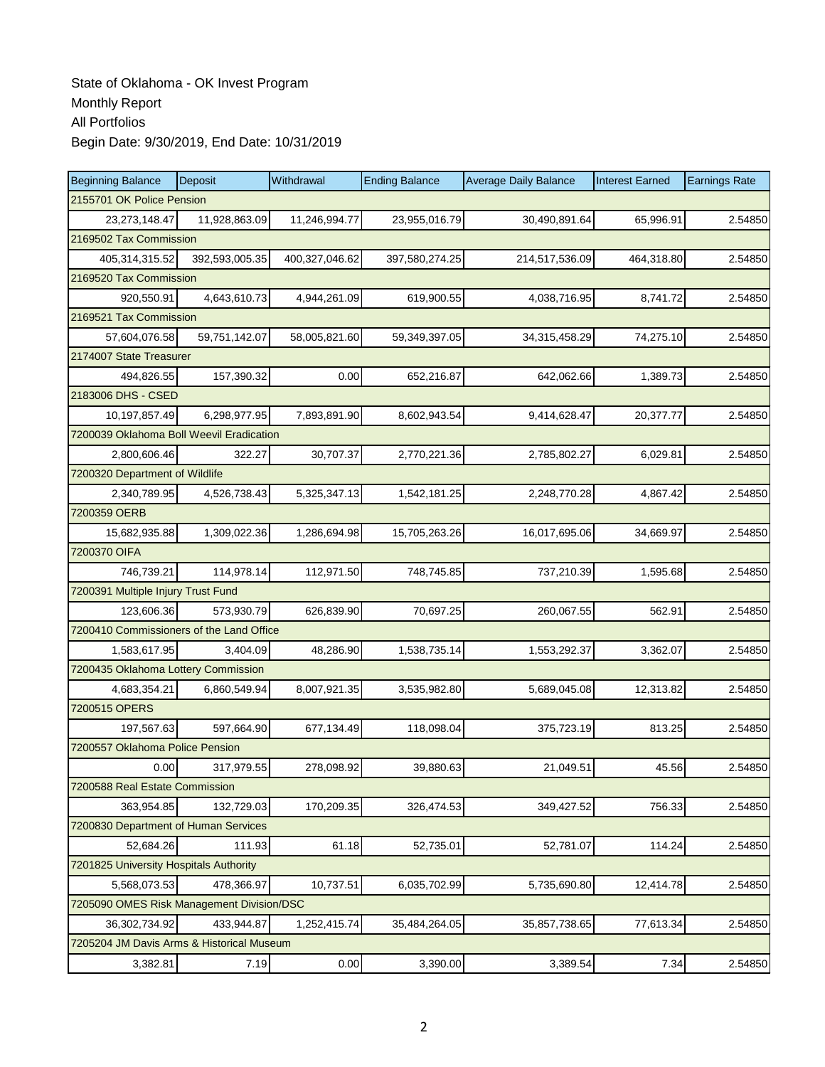State of Oklahoma - OK Invest Program
Monthly Report
All Portfolios
Begin Date: 9/30/2019, End Date: 10/31/2019

| Beginning Balance | Deposit | Withdrawal | Ending Balance | Average Daily Balance | Interest Earned | Earnings Rate |
|---|---|---|---|---|---|---|
| 2155701 OK Police Pension | | | | | | |
| 23,273,148.47 | 11,928,863.09 | 11,246,994.77 | 23,955,016.79 | 30,490,891.64 | 65,996.91 | 2.54850 |
| 2169502 Tax Commission | | | | | | |
| 405,314,315.52 | 392,593,005.35 | 400,327,046.62 | 397,580,274.25 | 214,517,536.09 | 464,318.80 | 2.54850 |
| 2169520 Tax Commission | | | | | | |
| 920,550.91 | 4,643,610.73 | 4,944,261.09 | 619,900.55 | 4,038,716.95 | 8,741.72 | 2.54850 |
| 2169521 Tax Commission | | | | | | |
| 57,604,076.58 | 59,751,142.07 | 58,005,821.60 | 59,349,397.05 | 34,315,458.29 | 74,275.10 | 2.54850 |
| 2174007 State Treasurer | | | | | | |
| 494,826.55 | 157,390.32 | 0.00 | 652,216.87 | 642,062.66 | 1,389.73 | 2.54850 |
| 2183006 DHS - CSED | | | | | | |
| 10,197,857.49 | 6,298,977.95 | 7,893,891.90 | 8,602,943.54 | 9,414,628.47 | 20,377.77 | 2.54850 |
| 7200039 Oklahoma Boll Weevil Eradication | | | | | | |
| 2,800,606.46 | 322.27 | 30,707.37 | 2,770,221.36 | 2,785,802.27 | 6,029.81 | 2.54850 |
| 7200320 Department of Wildlife | | | | | | |
| 2,340,789.95 | 4,526,738.43 | 5,325,347.13 | 1,542,181.25 | 2,248,770.28 | 4,867.42 | 2.54850 |
| 7200359 OERB | | | | | | |
| 15,682,935.88 | 1,309,022.36 | 1,286,694.98 | 15,705,263.26 | 16,017,695.06 | 34,669.97 | 2.54850 |
| 7200370 OIFA | | | | | | |
| 746,739.21 | 114,978.14 | 112,971.50 | 748,745.85 | 737,210.39 | 1,595.68 | 2.54850 |
| 7200391 Multiple Injury Trust Fund | | | | | | |
| 123,606.36 | 573,930.79 | 626,839.90 | 70,697.25 | 260,067.55 | 562.91 | 2.54850 |
| 7200410 Commissioners of the Land Office | | | | | | |
| 1,583,617.95 | 3,404.09 | 48,286.90 | 1,538,735.14 | 1,553,292.37 | 3,362.07 | 2.54850 |
| 7200435 Oklahoma Lottery Commission | | | | | | |
| 4,683,354.21 | 6,860,549.94 | 8,007,921.35 | 3,535,982.80 | 5,689,045.08 | 12,313.82 | 2.54850 |
| 7200515 OPERS | | | | | | |
| 197,567.63 | 597,664.90 | 677,134.49 | 118,098.04 | 375,723.19 | 813.25 | 2.54850 |
| 7200557 Oklahoma Police Pension | | | | | | |
| 0.00 | 317,979.55 | 278,098.92 | 39,880.63 | 21,049.51 | 45.56 | 2.54850 |
| 7200588 Real Estate Commission | | | | | | |
| 363,954.85 | 132,729.03 | 170,209.35 | 326,474.53 | 349,427.52 | 756.33 | 2.54850 |
| 7200830 Department of Human Services | | | | | | |
| 52,684.26 | 111.93 | 61.18 | 52,735.01 | 52,781.07 | 114.24 | 2.54850 |
| 7201825 University Hospitals Authority | | | | | | |
| 5,568,073.53 | 478,366.97 | 10,737.51 | 6,035,702.99 | 5,735,690.80 | 12,414.78 | 2.54850 |
| 7205090 OMES Risk Management Division/DSC | | | | | | |
| 36,302,734.92 | 433,944.87 | 1,252,415.74 | 35,484,264.05 | 35,857,738.65 | 77,613.34 | 2.54850 |
| 7205204 JM Davis Arms & Historical Museum | | | | | | |
| 3,382.81 | 7.19 | 0.00 | 3,390.00 | 3,389.54 | 7.34 | 2.54850 |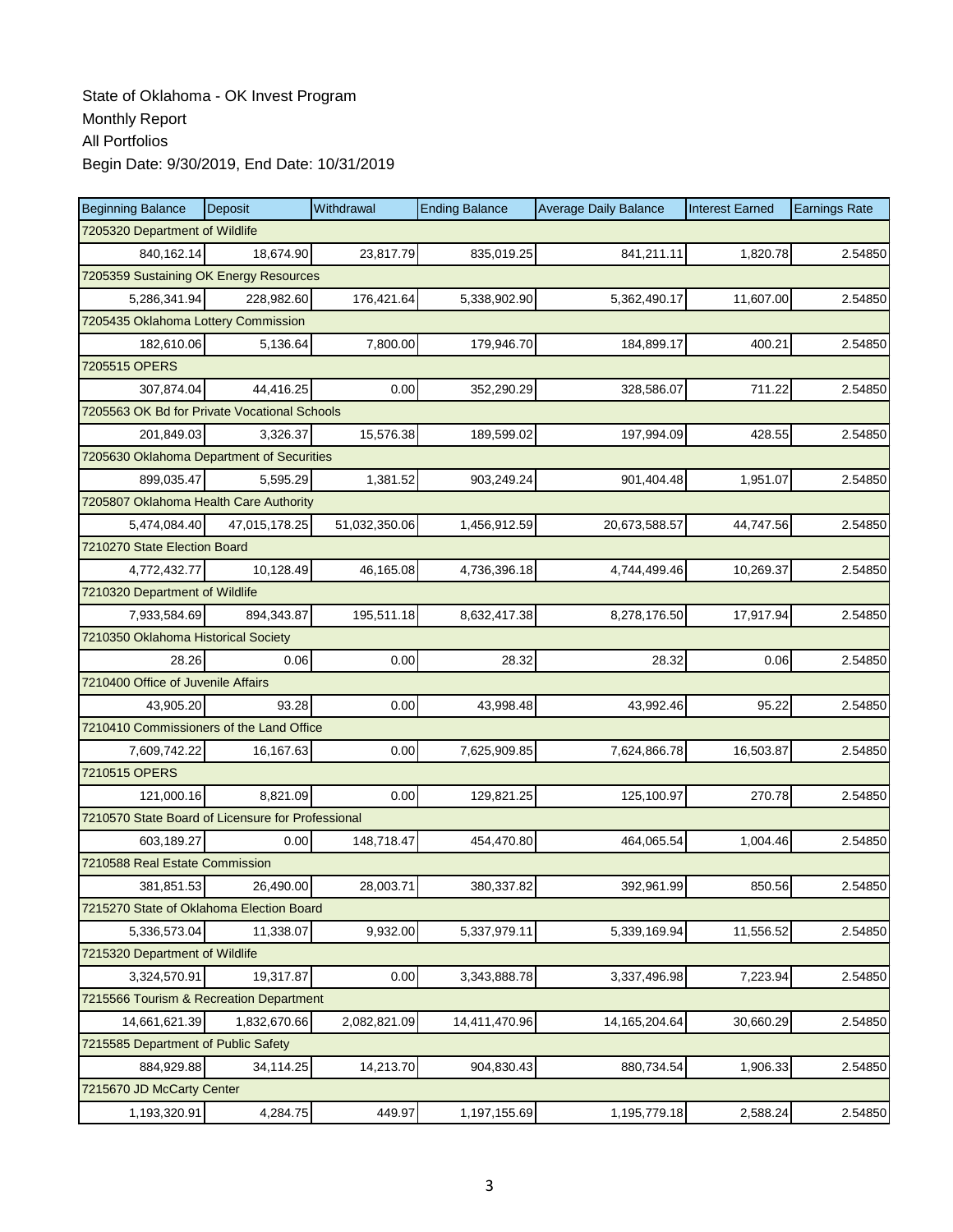State of Oklahoma - OK Invest Program
Monthly Report
All Portfolios
Begin Date: 9/30/2019, End Date: 10/31/2019

| Beginning Balance | Deposit | Withdrawal | Ending Balance | Average Daily Balance | Interest Earned | Earnings Rate |
|---|---|---|---|---|---|---|
| 7205320 Department of Wildlife | | | | | | |
| 840,162.14 | 18,674.90 | 23,817.79 | 835,019.25 | 841,211.11 | 1,820.78 | 2.54850 |
| 7205359 Sustaining OK Energy Resources | | | | | | |
| 5,286,341.94 | 228,982.60 | 176,421.64 | 5,338,902.90 | 5,362,490.17 | 11,607.00 | 2.54850 |
| 7205435 Oklahoma Lottery Commission | | | | | | |
| 182,610.06 | 5,136.64 | 7,800.00 | 179,946.70 | 184,899.17 | 400.21 | 2.54850 |
| 7205515 OPERS | | | | | | |
| 307,874.04 | 44,416.25 | 0.00 | 352,290.29 | 328,586.07 | 711.22 | 2.54850 |
| 7205563 OK Bd for Private Vocational Schools | | | | | | |
| 201,849.03 | 3,326.37 | 15,576.38 | 189,599.02 | 197,994.09 | 428.55 | 2.54850 |
| 7205630 Oklahoma Department of Securities | | | | | | |
| 899,035.47 | 5,595.29 | 1,381.52 | 903,249.24 | 901,404.48 | 1,951.07 | 2.54850 |
| 7205807 Oklahoma Health Care Authority | | | | | | |
| 5,474,084.40 | 47,015,178.25 | 51,032,350.06 | 1,456,912.59 | 20,673,588.57 | 44,747.56 | 2.54850 |
| 7210270 State Election Board | | | | | | |
| 4,772,432.77 | 10,128.49 | 46,165.08 | 4,736,396.18 | 4,744,499.46 | 10,269.37 | 2.54850 |
| 7210320 Department of Wildlife | | | | | | |
| 7,933,584.69 | 894,343.87 | 195,511.18 | 8,632,417.38 | 8,278,176.50 | 17,917.94 | 2.54850 |
| 7210350 Oklahoma Historical Society | | | | | | |
| 28.26 | 0.06 | 0.00 | 28.32 | 28.32 | 0.06 | 2.54850 |
| 7210400 Office of Juvenile Affairs | | | | | | |
| 43,905.20 | 93.28 | 0.00 | 43,998.48 | 43,992.46 | 95.22 | 2.54850 |
| 7210410 Commissioners of the Land Office | | | | | | |
| 7,609,742.22 | 16,167.63 | 0.00 | 7,625,909.85 | 7,624,866.78 | 16,503.87 | 2.54850 |
| 7210515 OPERS | | | | | | |
| 121,000.16 | 8,821.09 | 0.00 | 129,821.25 | 125,100.97 | 270.78 | 2.54850 |
| 7210570 State Board of Licensure for Professional | | | | | | |
| 603,189.27 | 0.00 | 148,718.47 | 454,470.80 | 464,065.54 | 1,004.46 | 2.54850 |
| 7210588 Real Estate Commission | | | | | | |
| 381,851.53 | 26,490.00 | 28,003.71 | 380,337.82 | 392,961.99 | 850.56 | 2.54850 |
| 7215270 State of Oklahoma Election Board | | | | | | |
| 5,336,573.04 | 11,338.07 | 9,932.00 | 5,337,979.11 | 5,339,169.94 | 11,556.52 | 2.54850 |
| 7215320 Department of Wildlife | | | | | | |
| 3,324,570.91 | 19,317.87 | 0.00 | 3,343,888.78 | 3,337,496.98 | 7,223.94 | 2.54850 |
| 7215566 Tourism & Recreation Department | | | | | | |
| 14,661,621.39 | 1,832,670.66 | 2,082,821.09 | 14,411,470.96 | 14,165,204.64 | 30,660.29 | 2.54850 |
| 7215585 Department of Public Safety | | | | | | |
| 884,929.88 | 34,114.25 | 14,213.70 | 904,830.43 | 880,734.54 | 1,906.33 | 2.54850 |
| 7215670 JD McCarty Center | | | | | | |
| 1,193,320.91 | 4,284.75 | 449.97 | 1,197,155.69 | 1,195,779.18 | 2,588.24 | 2.54850 |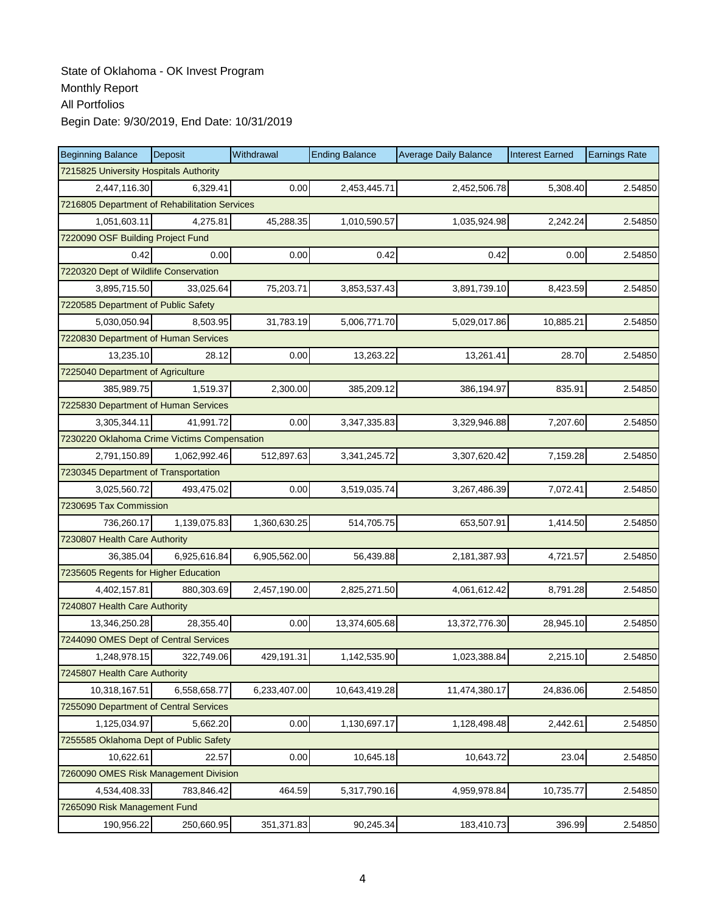State of Oklahoma - OK Invest Program

Monthly Report

All Portfolios

Begin Date: 9/30/2019, End Date: 10/31/2019

| Beginning Balance | Deposit | Withdrawal | Ending Balance | Average Daily Balance | Interest Earned | Earnings Rate |
|---|---|---|---|---|---|---|
| 7215825 University Hospitals Authority | | | | | | |
| 2,447,116.30 | 6,329.41 | 0.00 | 2,453,445.71 | 2,452,506.78 | 5,308.40 | 2.54850 |
| 7216805 Department of Rehabilitation Services | | | | | | |
| 1,051,603.11 | 4,275.81 | 45,288.35 | 1,010,590.57 | 1,035,924.98 | 2,242.24 | 2.54850 |
| 7220090 OSF Building Project Fund | | | | | | |
| 0.42 | 0.00 | 0.00 | 0.42 | 0.42 | 0.00 | 2.54850 |
| 7220320 Dept of Wildlife Conservation | | | | | | |
| 3,895,715.50 | 33,025.64 | 75,203.71 | 3,853,537.43 | 3,891,739.10 | 8,423.59 | 2.54850 |
| 7220585 Department of Public Safety | | | | | | |
| 5,030,050.94 | 8,503.95 | 31,783.19 | 5,006,771.70 | 5,029,017.86 | 10,885.21 | 2.54850 |
| 7220830 Department of Human Services | | | | | | |
| 13,235.10 | 28.12 | 0.00 | 13,263.22 | 13,261.41 | 28.70 | 2.54850 |
| 7225040 Department of Agriculture | | | | | | |
| 385,989.75 | 1,519.37 | 2,300.00 | 385,209.12 | 386,194.97 | 835.91 | 2.54850 |
| 7225830 Department of Human Services | | | | | | |
| 3,305,344.11 | 41,991.72 | 0.00 | 3,347,335.83 | 3,329,946.88 | 7,207.60 | 2.54850 |
| 7230220 Oklahoma Crime Victims Compensation | | | | | | |
| 2,791,150.89 | 1,062,992.46 | 512,897.63 | 3,341,245.72 | 3,307,620.42 | 7,159.28 | 2.54850 |
| 7230345 Department of Transportation | | | | | | |
| 3,025,560.72 | 493,475.02 | 0.00 | 3,519,035.74 | 3,267,486.39 | 7,072.41 | 2.54850 |
| 7230695 Tax Commission | | | | | | |
| 736,260.17 | 1,139,075.83 | 1,360,630.25 | 514,705.75 | 653,507.91 | 1,414.50 | 2.54850 |
| 7230807 Health Care Authority | | | | | | |
| 36,385.04 | 6,925,616.84 | 6,905,562.00 | 56,439.88 | 2,181,387.93 | 4,721.57 | 2.54850 |
| 7235605 Regents for Higher Education | | | | | | |
| 4,402,157.81 | 880,303.69 | 2,457,190.00 | 2,825,271.50 | 4,061,612.42 | 8,791.28 | 2.54850 |
| 7240807 Health Care Authority | | | | | | |
| 13,346,250.28 | 28,355.40 | 0.00 | 13,374,605.68 | 13,372,776.30 | 28,945.10 | 2.54850 |
| 7244090 OMES Dept of Central Services | | | | | | |
| 1,248,978.15 | 322,749.06 | 429,191.31 | 1,142,535.90 | 1,023,388.84 | 2,215.10 | 2.54850 |
| 7245807 Health Care Authority | | | | | | |
| 10,318,167.51 | 6,558,658.77 | 6,233,407.00 | 10,643,419.28 | 11,474,380.17 | 24,836.06 | 2.54850 |
| 7255090 Department of Central Services | | | | | | |
| 1,125,034.97 | 5,662.20 | 0.00 | 1,130,697.17 | 1,128,498.48 | 2,442.61 | 2.54850 |
| 7255585 Oklahoma Dept of Public Safety | | | | | | |
| 10,622.61 | 22.57 | 0.00 | 10,645.18 | 10,643.72 | 23.04 | 2.54850 |
| 7260090 OMES Risk Management Division | | | | | | |
| 4,534,408.33 | 783,846.42 | 464.59 | 5,317,790.16 | 4,959,978.84 | 10,735.77 | 2.54850 |
| 7265090 Risk Management Fund | | | | | | |
| 190,956.22 | 250,660.95 | 351,371.83 | 90,245.34 | 183,410.73 | 396.99 | 2.54850 |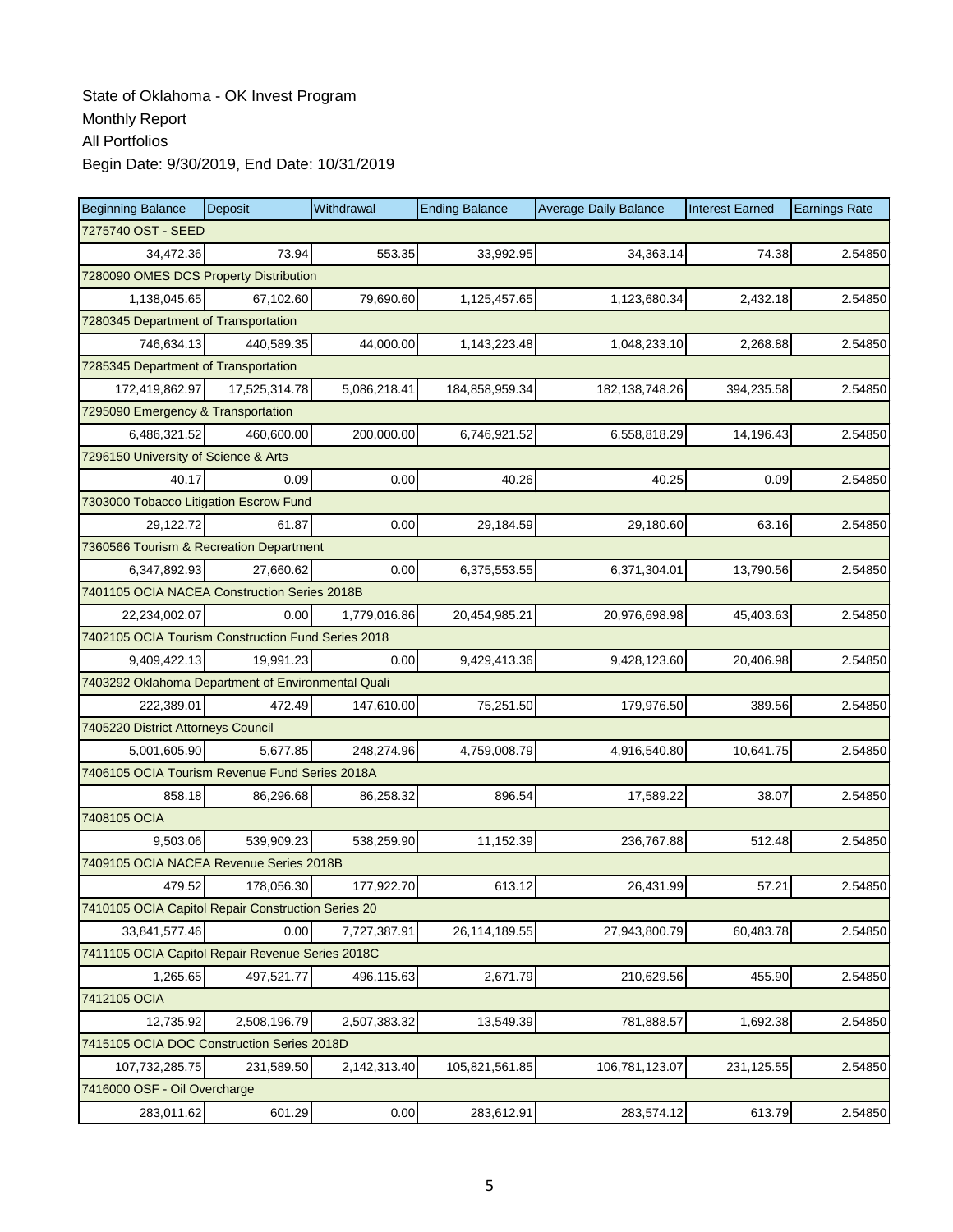State of Oklahoma - OK Invest Program
Monthly Report
All Portfolios
Begin Date: 9/30/2019, End Date: 10/31/2019

| Beginning Balance | Deposit | Withdrawal | Ending Balance | Average Daily Balance | Interest Earned | Earnings Rate |
|---|---|---|---|---|---|---|
| 7275740 OST - SEED | | | | | | |
| 34,472.36 | 73.94 | 553.35 | 33,992.95 | 34,363.14 | 74.38 | 2.54850 |
| 7280090 OMES DCS Property Distribution | | | | | | |
| 1,138,045.65 | 67,102.60 | 79,690.60 | 1,125,457.65 | 1,123,680.34 | 2,432.18 | 2.54850 |
| 7280345 Department of Transportation | | | | | | |
| 746,634.13 | 440,589.35 | 44,000.00 | 1,143,223.48 | 1,048,233.10 | 2,268.88 | 2.54850 |
| 7285345 Department of Transportation | | | | | | |
| 172,419,862.97 | 17,525,314.78 | 5,086,218.41 | 184,858,959.34 | 182,138,748.26 | 394,235.58 | 2.54850 |
| 7295090 Emergency & Transportation | | | | | | |
| 6,486,321.52 | 460,600.00 | 200,000.00 | 6,746,921.52 | 6,558,818.29 | 14,196.43 | 2.54850 |
| 7296150 University of Science & Arts | | | | | | |
| 40.17 | 0.09 | 0.00 | 40.26 | 40.25 | 0.09 | 2.54850 |
| 7303000 Tobacco Litigation Escrow Fund | | | | | | |
| 29,122.72 | 61.87 | 0.00 | 29,184.59 | 29,180.60 | 63.16 | 2.54850 |
| 7360566 Tourism & Recreation Department | | | | | | |
| 6,347,892.93 | 27,660.62 | 0.00 | 6,375,553.55 | 6,371,304.01 | 13,790.56 | 2.54850 |
| 7401105 OCIA NACEA Construction Series 2018B | | | | | | |
| 22,234,002.07 | 0.00 | 1,779,016.86 | 20,454,985.21 | 20,976,698.98 | 45,403.63 | 2.54850 |
| 7402105 OCIA Tourism Construction Fund Series 2018 | | | | | | |
| 9,409,422.13 | 19,991.23 | 0.00 | 9,429,413.36 | 9,428,123.60 | 20,406.98 | 2.54850 |
| 7403292 Oklahoma Department of Environmental Quali | | | | | | |
| 222,389.01 | 472.49 | 147,610.00 | 75,251.50 | 179,976.50 | 389.56 | 2.54850 |
| 7405220 District Attorneys Council | | | | | | |
| 5,001,605.90 | 5,677.85 | 248,274.96 | 4,759,008.79 | 4,916,540.80 | 10,641.75 | 2.54850 |
| 7406105 OCIA Tourism Revenue Fund Series 2018A | | | | | | |
| 858.18 | 86,296.68 | 86,258.32 | 896.54 | 17,589.22 | 38.07 | 2.54850 |
| 7408105 OCIA | | | | | | |
| 9,503.06 | 539,909.23 | 538,259.90 | 11,152.39 | 236,767.88 | 512.48 | 2.54850 |
| 7409105 OCIA NACEA Revenue Series 2018B | | | | | | |
| 479.52 | 178,056.30 | 177,922.70 | 613.12 | 26,431.99 | 57.21 | 2.54850 |
| 7410105 OCIA Capitol Repair Construction Series 20 | | | | | | |
| 33,841,577.46 | 0.00 | 7,727,387.91 | 26,114,189.55 | 27,943,800.79 | 60,483.78 | 2.54850 |
| 7411105 OCIA Capitol Repair Revenue Series 2018C | | | | | | |
| 1,265.65 | 497,521.77 | 496,115.63 | 2,671.79 | 210,629.56 | 455.90 | 2.54850 |
| 7412105 OCIA | | | | | | |
| 12,735.92 | 2,508,196.79 | 2,507,383.32 | 13,549.39 | 781,888.57 | 1,692.38 | 2.54850 |
| 7415105 OCIA DOC Construction Series 2018D | | | | | | |
| 107,732,285.75 | 231,589.50 | 2,142,313.40 | 105,821,561.85 | 106,781,123.07 | 231,125.55 | 2.54850 |
| 7416000 OSF - Oil Overcharge | | | | | | |
| 283,011.62 | 601.29 | 0.00 | 283,612.91 | 283,574.12 | 613.79 | 2.54850 |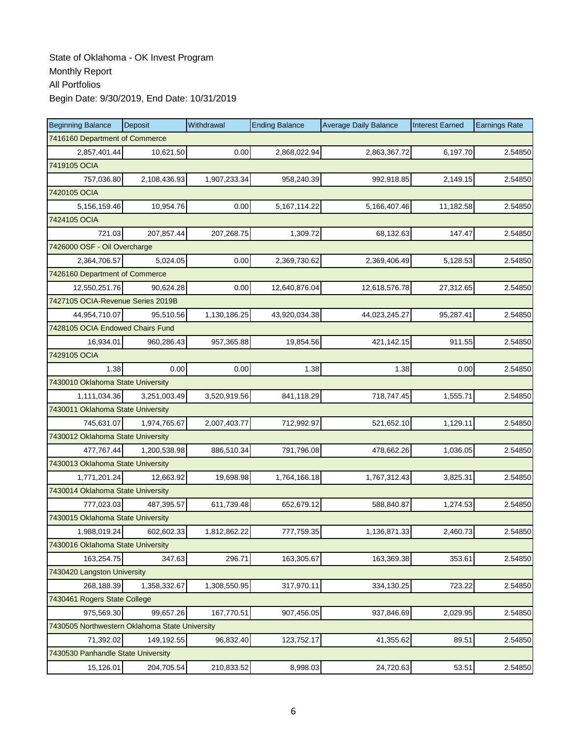State of Oklahoma - OK Invest Program

Monthly Report

All Portfolios

Begin Date: 9/30/2019, End Date: 10/31/2019

| Beginning Balance | Deposit | Withdrawal | Ending Balance | Average Daily Balance | Interest Earned | Earnings Rate |
|---|---|---|---|---|---|---|
| 7416160 Department of Commerce | | | | | | |
| 2,857,401.44 | 10,621.50 | 0.00 | 2,868,022.94 | 2,863,367.72 | 6,197.70 | 2.54850 |
| 7419105 OCIA | | | | | | |
| 757,036.80 | 2,108,436.93 | 1,907,233.34 | 958,240.39 | 992,918.85 | 2,149.15 | 2.54850 |
| 7420105 OCIA | | | | | | |
| 5,156,159.46 | 10,954.76 | 0.00 | 5,167,114.22 | 5,166,407.46 | 11,182.58 | 2.54850 |
| 7424105 OCIA | | | | | | |
| 721.03 | 207,857.44 | 207,268.75 | 1,309.72 | 68,132.63 | 147.47 | 2.54850 |
| 7426000 OSF - Oil Overcharge | | | | | | |
| 2,364,706.57 | 5,024.05 | 0.00 | 2,369,730.62 | 2,369,406.49 | 5,128.53 | 2.54850 |
| 7426160 Department of Commerce | | | | | | |
| 12,550,251.76 | 90,624.28 | 0.00 | 12,640,876.04 | 12,618,576.78 | 27,312.65 | 2.54850 |
| 7427105 OCIA-Revenue Series 2019B | | | | | | |
| 44,954,710.07 | 95,510.56 | 1,130,186.25 | 43,920,034.38 | 44,023,245.27 | 95,287.41 | 2.54850 |
| 7428105 OCIA Endowed Chairs Fund | | | | | | |
| 16,934.01 | 960,286.43 | 957,365.88 | 19,854.56 | 421,142.15 | 911.55 | 2.54850 |
| 7429105 OCIA | | | | | | |
| 1.38 | 0.00 | 0.00 | 1.38 | 1.38 | 0.00 | 2.54850 |
| 7430010 Oklahoma State University | | | | | | |
| 1,111,034.36 | 3,251,003.49 | 3,520,919.56 | 841,118.29 | 718,747.45 | 1,555.71 | 2.54850 |
| 7430011 Oklahoma State University | | | | | | |
| 745,631.07 | 1,974,765.67 | 2,007,403.77 | 712,992.97 | 521,652.10 | 1,129.11 | 2.54850 |
| 7430012 Oklahoma State University | | | | | | |
| 477,767.44 | 1,200,538.98 | 886,510.34 | 791,796.08 | 478,662.26 | 1,036.05 | 2.54850 |
| 7430013 Oklahoma State University | | | | | | |
| 1,771,201.24 | 12,663.92 | 19,698.98 | 1,764,166.18 | 1,767,312.43 | 3,825.31 | 2.54850 |
| 7430014 Oklahoma State University | | | | | | |
| 777,023.03 | 487,395.57 | 611,739.48 | 652,679.12 | 588,840.87 | 1,274.53 | 2.54850 |
| 7430015 Oklahoma State University | | | | | | |
| 1,988,019.24 | 602,602.33 | 1,812,862.22 | 777,759.35 | 1,136,871.33 | 2,460.73 | 2.54850 |
| 7430016 Oklahoma State University | | | | | | |
| 163,254.75 | 347.63 | 296.71 | 163,305.67 | 163,369.38 | 353.61 | 2.54850 |
| 7430420 Langston University | | | | | | |
| 268,188.39 | 1,358,332.67 | 1,308,550.95 | 317,970.11 | 334,130.25 | 723.22 | 2.54850 |
| 7430461 Rogers State College | | | | | | |
| 975,569.30 | 99,657.26 | 167,770.51 | 907,456.05 | 937,846.69 | 2,029.95 | 2.54850 |
| 7430505 Northwestern Oklahoma State University | | | | | | |
| 71,392.02 | 149,192.55 | 96,832.40 | 123,752.17 | 41,355.62 | 89.51 | 2.54850 |
| 7430530 Panhandle State University | | | | | | |
| 15,126.01 | 204,705.54 | 210,833.52 | 8,998.03 | 24,720.63 | 53.51 | 2.54850 |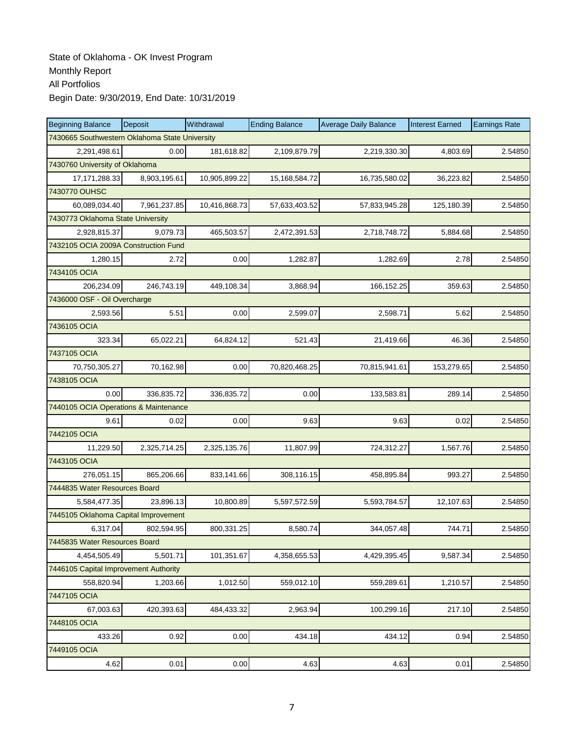State of Oklahoma - OK Invest Program
Monthly Report
All Portfolios
Begin Date: 9/30/2019, End Date: 10/31/2019

| Beginning Balance | Deposit | Withdrawal | Ending Balance | Average Daily Balance | Interest Earned | Earnings Rate |
|---|---|---|---|---|---|---|
| 7430665 Southwestern Oklahoma State University | | | | | | |
| 2,291,498.61 | 0.00 | 181,618.82 | 2,109,879.79 | 2,219,330.30 | 4,803.69 | 2.54850 |
| 7430760 University of Oklahoma | | | | | | |
| 17,171,288.33 | 8,903,195.61 | 10,905,899.22 | 15,168,584.72 | 16,735,580.02 | 36,223.82 | 2.54850 |
| 7430770 OUHSC | | | | | | |
| 60,089,034.40 | 7,961,237.85 | 10,416,868.73 | 57,633,403.52 | 57,833,945.28 | 125,180.39 | 2.54850 |
| 7430773 Oklahoma State University | | | | | | |
| 2,928,815.37 | 9,079.73 | 465,503.57 | 2,472,391.53 | 2,718,748.72 | 5,884.68 | 2.54850 |
| 7432105 OCIA 2009A Construction Fund | | | | | | |
| 1,280.15 | 2.72 | 0.00 | 1,282.87 | 1,282.69 | 2.78 | 2.54850 |
| 7434105 OCIA | | | | | | |
| 206,234.09 | 246,743.19 | 449,108.34 | 3,868.94 | 166,152.25 | 359.63 | 2.54850 |
| 7436000 OSF - Oil Overcharge | | | | | | |
| 2,593.56 | 5.51 | 0.00 | 2,599.07 | 2,598.71 | 5.62 | 2.54850 |
| 7436105 OCIA | | | | | | |
| 323.34 | 65,022.21 | 64,824.12 | 521.43 | 21,419.66 | 46.36 | 2.54850 |
| 7437105 OCIA | | | | | | |
| 70,750,305.27 | 70,162.98 | 0.00 | 70,820,468.25 | 70,815,941.61 | 153,279.65 | 2.54850 |
| 7438105 OCIA | | | | | | |
| 0.00 | 336,835.72 | 336,835.72 | 0.00 | 133,583.81 | 289.14 | 2.54850 |
| 7440105 OCIA Operations & Maintenance | | | | | | |
| 9.61 | 0.02 | 0.00 | 9.63 | 9.63 | 0.02 | 2.54850 |
| 7442105 OCIA | | | | | | |
| 11,229.50 | 2,325,714.25 | 2,325,135.76 | 11,807.99 | 724,312.27 | 1,567.76 | 2.54850 |
| 7443105 OCIA | | | | | | |
| 276,051.15 | 865,206.66 | 833,141.66 | 308,116.15 | 458,895.84 | 993.27 | 2.54850 |
| 7444835 Water Resources Board | | | | | | |
| 5,584,477.35 | 23,896.13 | 10,800.89 | 5,597,572.59 | 5,593,784.57 | 12,107.63 | 2.54850 |
| 7445105 Oklahoma Capital Improvement | | | | | | |
| 6,317.04 | 802,594.95 | 800,331.25 | 8,580.74 | 344,057.48 | 744.71 | 2.54850 |
| 7445835 Water Resources Board | | | | | | |
| 4,454,505.49 | 5,501.71 | 101,351.67 | 4,358,655.53 | 4,429,395.45 | 9,587.34 | 2.54850 |
| 7446105 Capital Improvement Authority | | | | | | |
| 558,820.94 | 1,203.66 | 1,012.50 | 559,012.10 | 559,289.61 | 1,210.57 | 2.54850 |
| 7447105 OCIA | | | | | | |
| 67,003.63 | 420,393.63 | 484,433.32 | 2,963.94 | 100,299.16 | 217.10 | 2.54850 |
| 7448105 OCIA | | | | | | |
| 433.26 | 0.92 | 0.00 | 434.18 | 434.12 | 0.94 | 2.54850 |
| 7449105 OCIA | | | | | | |
| 4.62 | 0.01 | 0.00 | 4.63 | 4.63 | 0.01 | 2.54850 |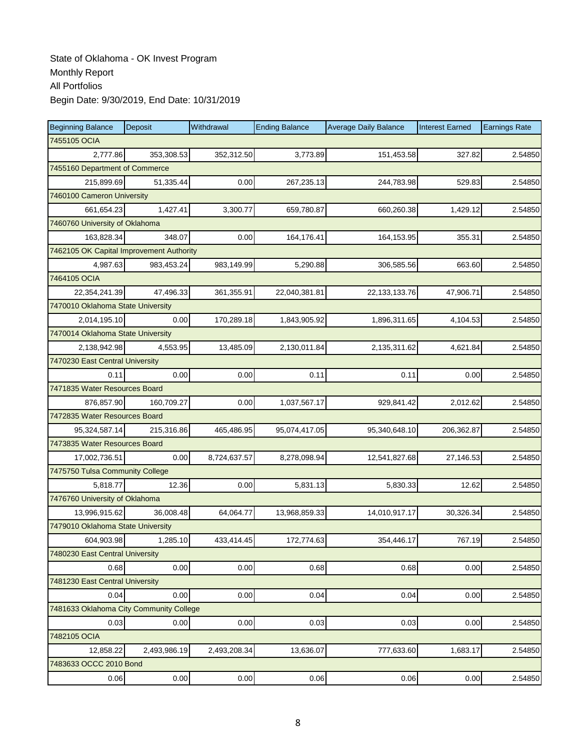State of Oklahoma - OK Invest Program
Monthly Report
All Portfolios
Begin Date: 9/30/2019, End Date: 10/31/2019

| Beginning Balance | Deposit | Withdrawal | Ending Balance | Average Daily Balance | Interest Earned | Earnings Rate |
|---|---|---|---|---|---|---|
| 7455105 OCIA | | | | | | |
| 2,777.86 | 353,308.53 | 352,312.50 | 3,773.89 | 151,453.58 | 327.82 | 2.54850 |
| 7455160 Department of Commerce | | | | | | |
| 215,899.69 | 51,335.44 | 0.00 | 267,235.13 | 244,783.98 | 529.83 | 2.54850 |
| 7460100 Cameron University | | | | | | |
| 661,654.23 | 1,427.41 | 3,300.77 | 659,780.87 | 660,260.38 | 1,429.12 | 2.54850 |
| 7460760 University of Oklahoma | | | | | | |
| 163,828.34 | 348.07 | 0.00 | 164,176.41 | 164,153.95 | 355.31 | 2.54850 |
| 7462105 OK Capital Improvement Authority | | | | | | |
| 4,987.63 | 983,453.24 | 983,149.99 | 5,290.88 | 306,585.56 | 663.60 | 2.54850 |
| 7464105 OCIA | | | | | | |
| 22,354,241.39 | 47,496.33 | 361,355.91 | 22,040,381.81 | 22,133,133.76 | 47,906.71 | 2.54850 |
| 7470010 Oklahoma State University | | | | | | |
| 2,014,195.10 | 0.00 | 170,289.18 | 1,843,905.92 | 1,896,311.65 | 4,104.53 | 2.54850 |
| 7470014 Oklahoma State University | | | | | | |
| 2,138,942.98 | 4,553.95 | 13,485.09 | 2,130,011.84 | 2,135,311.62 | 4,621.84 | 2.54850 |
| 7470230 East Central University | | | | | | |
| 0.11 | 0.00 | 0.00 | 0.11 | 0.11 | 0.00 | 2.54850 |
| 7471835 Water Resources Board | | | | | | |
| 876,857.90 | 160,709.27 | 0.00 | 1,037,567.17 | 929,841.42 | 2,012.62 | 2.54850 |
| 7472835 Water Resources Board | | | | | | |
| 95,324,587.14 | 215,316.86 | 465,486.95 | 95,074,417.05 | 95,340,648.10 | 206,362.87 | 2.54850 |
| 7473835 Water Resources Board | | | | | | |
| 17,002,736.51 | 0.00 | 8,724,637.57 | 8,278,098.94 | 12,541,827.68 | 27,146.53 | 2.54850 |
| 7475750 Tulsa Community College | | | | | | |
| 5,818.77 | 12.36 | 0.00 | 5,831.13 | 5,830.33 | 12.62 | 2.54850 |
| 7476760 University of Oklahoma | | | | | | |
| 13,996,915.62 | 36,008.48 | 64,064.77 | 13,968,859.33 | 14,010,917.17 | 30,326.34 | 2.54850 |
| 7479010 Oklahoma State University | | | | | | |
| 604,903.98 | 1,285.10 | 433,414.45 | 172,774.63 | 354,446.17 | 767.19 | 2.54850 |
| 7480230 East Central University | | | | | | |
| 0.68 | 0.00 | 0.00 | 0.68 | 0.68 | 0.00 | 2.54850 |
| 7481230 East Central University | | | | | | |
| 0.04 | 0.00 | 0.00 | 0.04 | 0.04 | 0.00 | 2.54850 |
| 7481633 Oklahoma City Community College | | | | | | |
| 0.03 | 0.00 | 0.00 | 0.03 | 0.03 | 0.00 | 2.54850 |
| 7482105 OCIA | | | | | | |
| 12,858.22 | 2,493,986.19 | 2,493,208.34 | 13,636.07 | 777,633.60 | 1,683.17 | 2.54850 |
| 7483633 OCCC 2010 Bond | | | | | | |
| 0.06 | 0.00 | 0.00 | 0.06 | 0.06 | 0.00 | 2.54850 |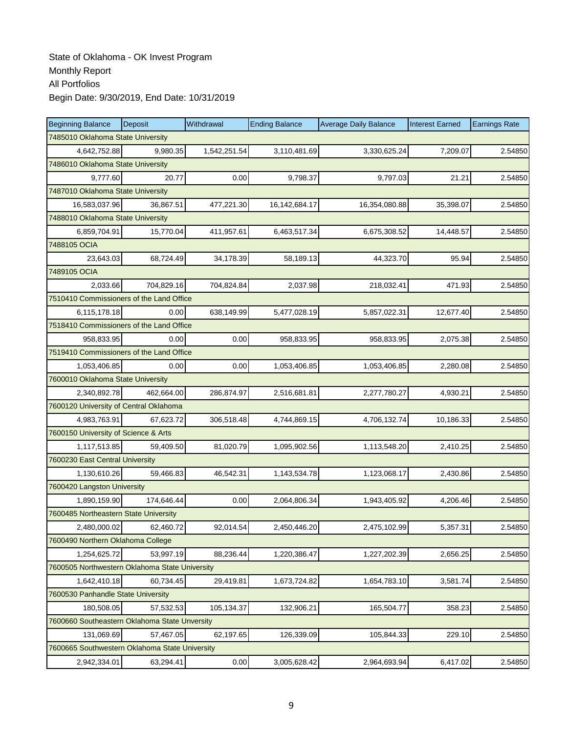State of Oklahoma - OK Invest Program
Monthly Report
All Portfolios
Begin Date: 9/30/2019, End Date: 10/31/2019

| Beginning Balance | Deposit | Withdrawal | Ending Balance | Average Daily Balance | Interest Earned | Earnings Rate |
|---|---|---|---|---|---|---|
| 7485010 Oklahoma State University | | | | | | |
| 4,642,752.88 | 9,980.35 | 1,542,251.54 | 3,110,481.69 | 3,330,625.24 | 7,209.07 | 2.54850 |
| 7486010 Oklahoma State University | | | | | | |
| 9,777.60 | 20.77 | 0.00 | 9,798.37 | 9,797.03 | 21.21 | 2.54850 |
| 7487010 Oklahoma State University | | | | | | |
| 16,583,037.96 | 36,867.51 | 477,221.30 | 16,142,684.17 | 16,354,080.88 | 35,398.07 | 2.54850 |
| 7488010 Oklahoma State University | | | | | | |
| 6,859,704.91 | 15,770.04 | 411,957.61 | 6,463,517.34 | 6,675,308.52 | 14,448.57 | 2.54850 |
| 7488105 OCIA | | | | | | |
| 23,643.03 | 68,724.49 | 34,178.39 | 58,189.13 | 44,323.70 | 95.94 | 2.54850 |
| 7489105 OCIA | | | | | | |
| 2,033.66 | 704,829.16 | 704,824.84 | 2,037.98 | 218,032.41 | 471.93 | 2.54850 |
| 7510410 Commissioners of the Land Office | | | | | | |
| 6,115,178.18 | 0.00 | 638,149.99 | 5,477,028.19 | 5,857,022.31 | 12,677.40 | 2.54850 |
| 7518410 Commissioners of the Land Office | | | | | | |
| 958,833.95 | 0.00 | 0.00 | 958,833.95 | 958,833.95 | 2,075.38 | 2.54850 |
| 7519410 Commissioners of the Land Office | | | | | | |
| 1,053,406.85 | 0.00 | 0.00 | 1,053,406.85 | 1,053,406.85 | 2,280.08 | 2.54850 |
| 7600010 Oklahoma State University | | | | | | |
| 2,340,892.78 | 462,664.00 | 286,874.97 | 2,516,681.81 | 2,277,780.27 | 4,930.21 | 2.54850 |
| 7600120 University of Central Oklahoma | | | | | | |
| 4,983,763.91 | 67,623.72 | 306,518.48 | 4,744,869.15 | 4,706,132.74 | 10,186.33 | 2.54850 |
| 7600150 University of Science & Arts | | | | | | |
| 1,117,513.85 | 59,409.50 | 81,020.79 | 1,095,902.56 | 1,113,548.20 | 2,410.25 | 2.54850 |
| 7600230 East Central University | | | | | | |
| 1,130,610.26 | 59,466.83 | 46,542.31 | 1,143,534.78 | 1,123,068.17 | 2,430.86 | 2.54850 |
| 7600420 Langston University | | | | | | |
| 1,890,159.90 | 174,646.44 | 0.00 | 2,064,806.34 | 1,943,405.92 | 4,206.46 | 2.54850 |
| 7600485 Northeastern State University | | | | | | |
| 2,480,000.02 | 62,460.72 | 92,014.54 | 2,450,446.20 | 2,475,102.99 | 5,357.31 | 2.54850 |
| 7600490 Northern Oklahoma College | | | | | | |
| 1,254,625.72 | 53,997.19 | 88,236.44 | 1,220,386.47 | 1,227,202.39 | 2,656.25 | 2.54850 |
| 7600505 Northwestern Oklahoma State University | | | | | | |
| 1,642,410.18 | 60,734.45 | 29,419.81 | 1,673,724.82 | 1,654,783.10 | 3,581.74 | 2.54850 |
| 7600530 Panhandle State University | | | | | | |
| 180,508.05 | 57,532.53 | 105,134.37 | 132,906.21 | 165,504.77 | 358.23 | 2.54850 |
| 7600660 Southeastern Oklahoma State Unversity | | | | | | |
| 131,069.69 | 57,467.05 | 62,197.65 | 126,339.09 | 105,844.33 | 229.10 | 2.54850 |
| 7600665 Southwestern Oklahoma State University | | | | | | |
| 2,942,334.01 | 63,294.41 | 0.00 | 3,005,628.42 | 2,964,693.94 | 6,417.02 | 2.54850 |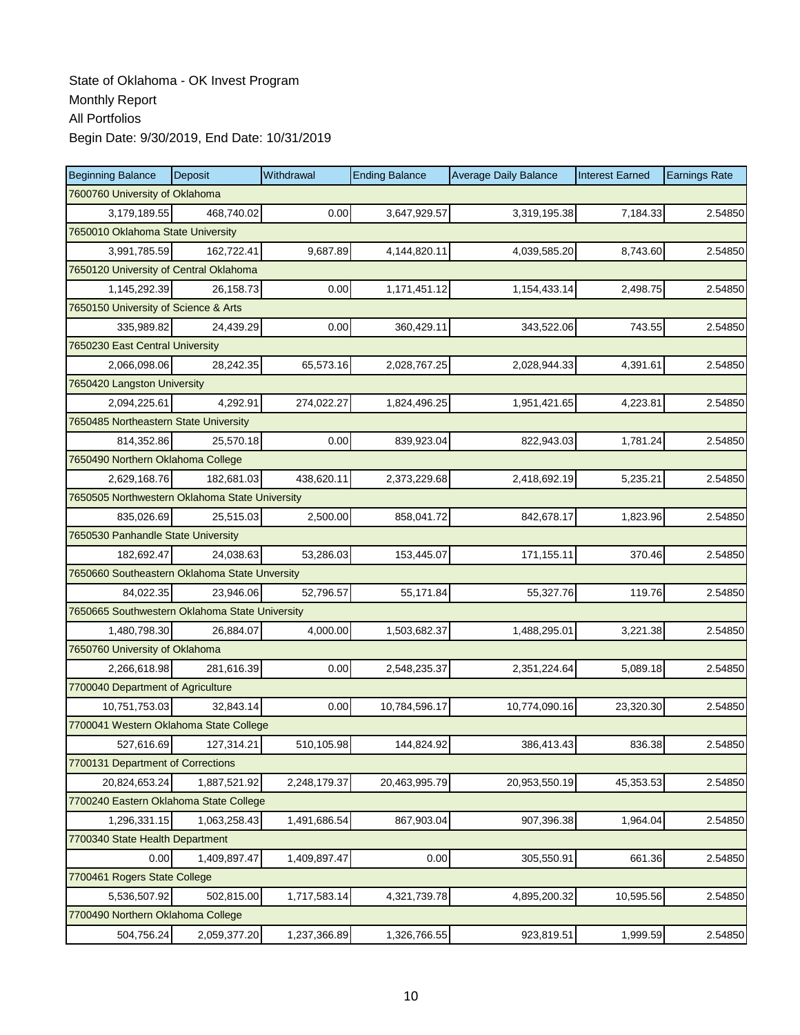State of Oklahoma - OK Invest Program

Monthly Report

All Portfolios

Begin Date: 9/30/2019, End Date: 10/31/2019

| Beginning Balance | Deposit | Withdrawal | Ending Balance | Average Daily Balance | Interest Earned | Earnings Rate |
|---|---|---|---|---|---|---|
| 7600760 University of Oklahoma | | | | | | |
| 3,179,189.55 | 468,740.02 | 0.00 | 3,647,929.57 | 3,319,195.38 | 7,184.33 | 2.54850 |
| 7650010 Oklahoma State University | | | | | | |
| 3,991,785.59 | 162,722.41 | 9,687.89 | 4,144,820.11 | 4,039,585.20 | 8,743.60 | 2.54850 |
| 7650120 University of Central Oklahoma | | | | | | |
| 1,145,292.39 | 26,158.73 | 0.00 | 1,171,451.12 | 1,154,433.14 | 2,498.75 | 2.54850 |
| 7650150 University of Science & Arts | | | | | | |
| 335,989.82 | 24,439.29 | 0.00 | 360,429.11 | 343,522.06 | 743.55 | 2.54850 |
| 7650230 East Central University | | | | | | |
| 2,066,098.06 | 28,242.35 | 65,573.16 | 2,028,767.25 | 2,028,944.33 | 4,391.61 | 2.54850 |
| 7650420 Langston University | | | | | | |
| 2,094,225.61 | 4,292.91 | 274,022.27 | 1,824,496.25 | 1,951,421.65 | 4,223.81 | 2.54850 |
| 7650485 Northeastern State University | | | | | | |
| 814,352.86 | 25,570.18 | 0.00 | 839,923.04 | 822,943.03 | 1,781.24 | 2.54850 |
| 7650490 Northern Oklahoma College | | | | | | |
| 2,629,168.76 | 182,681.03 | 438,620.11 | 2,373,229.68 | 2,418,692.19 | 5,235.21 | 2.54850 |
| 7650505 Northwestern Oklahoma State University | | | | | | |
| 835,026.69 | 25,515.03 | 2,500.00 | 858,041.72 | 842,678.17 | 1,823.96 | 2.54850 |
| 7650530 Panhandle State University | | | | | | |
| 182,692.47 | 24,038.63 | 53,286.03 | 153,445.07 | 171,155.11 | 370.46 | 2.54850 |
| 7650660 Southeastern Oklahoma State Unversity | | | | | | |
| 84,022.35 | 23,946.06 | 52,796.57 | 55,171.84 | 55,327.76 | 119.76 | 2.54850 |
| 7650665 Southwestern Oklahoma State University | | | | | | |
| 1,480,798.30 | 26,884.07 | 4,000.00 | 1,503,682.37 | 1,488,295.01 | 3,221.38 | 2.54850 |
| 7650760 University of Oklahoma | | | | | | |
| 2,266,618.98 | 281,616.39 | 0.00 | 2,548,235.37 | 2,351,224.64 | 5,089.18 | 2.54850 |
| 7700040 Department of Agriculture | | | | | | |
| 10,751,753.03 | 32,843.14 | 0.00 | 10,784,596.17 | 10,774,090.16 | 23,320.30 | 2.54850 |
| 7700041 Western Oklahoma State College | | | | | | |
| 527,616.69 | 127,314.21 | 510,105.98 | 144,824.92 | 386,413.43 | 836.38 | 2.54850 |
| 7700131 Department of Corrections | | | | | | |
| 20,824,653.24 | 1,887,521.92 | 2,248,179.37 | 20,463,995.79 | 20,953,550.19 | 45,353.53 | 2.54850 |
| 7700240 Eastern Oklahoma State College | | | | | | |
| 1,296,331.15 | 1,063,258.43 | 1,491,686.54 | 867,903.04 | 907,396.38 | 1,964.04 | 2.54850 |
| 7700340 State Health Department | | | | | | |
| 0.00 | 1,409,897.47 | 1,409,897.47 | 0.00 | 305,550.91 | 661.36 | 2.54850 |
| 7700461 Rogers State College | | | | | | |
| 5,536,507.92 | 502,815.00 | 1,717,583.14 | 4,321,739.78 | 4,895,200.32 | 10,595.56 | 2.54850 |
| 7700490 Northern Oklahoma College | | | | | | |
| 504,756.24 | 2,059,377.20 | 1,237,366.89 | 1,326,766.55 | 923,819.51 | 1,999.59 | 2.54850 |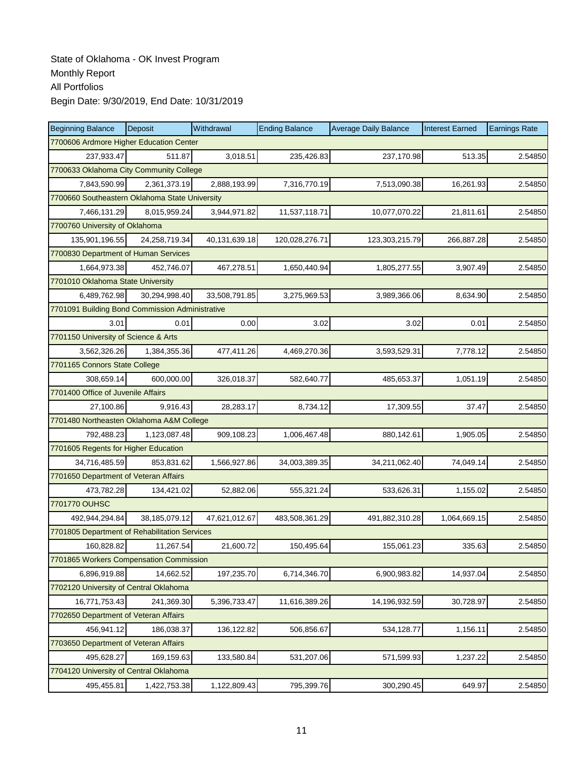State of Oklahoma - OK Invest Program

Monthly Report

All Portfolios

Begin Date: 9/30/2019, End Date: 10/31/2019

| Beginning Balance | Deposit | Withdrawal | Ending Balance | Average Daily Balance | Interest Earned | Earnings Rate |
|---|---|---|---|---|---|---|
| 7700606 Ardmore Higher Education Center | | | | | | |
| 237,933.47 | 511.87 | 3,018.51 | 235,426.83 | 237,170.98 | 513.35 | 2.54850 |
| 7700633 Oklahoma City Community College | | | | | | |
| 7,843,590.99 | 2,361,373.19 | 2,888,193.99 | 7,316,770.19 | 7,513,090.38 | 16,261.93 | 2.54850 |
| 7700660 Southeastern Oklahoma State University | | | | | | |
| 7,466,131.29 | 8,015,959.24 | 3,944,971.82 | 11,537,118.71 | 10,077,070.22 | 21,811.61 | 2.54850 |
| 7700760 University of Oklahoma | | | | | | |
| 135,901,196.55 | 24,258,719.34 | 40,131,639.18 | 120,028,276.71 | 123,303,215.79 | 266,887.28 | 2.54850 |
| 7700830 Department of Human Services | | | | | | |
| 1,664,973.38 | 452,746.07 | 467,278.51 | 1,650,440.94 | 1,805,277.55 | 3,907.49 | 2.54850 |
| 7701010 Oklahoma State University | | | | | | |
| 6,489,762.98 | 30,294,998.40 | 33,508,791.85 | 3,275,969.53 | 3,989,366.06 | 8,634.90 | 2.54850 |
| 7701091 Building Bond Commission Administrative | | | | | | |
| 3.01 | 0.01 | 0.00 | 3.02 | 3.02 | 0.01 | 2.54850 |
| 7701150 University of Science & Arts | | | | | | |
| 3,562,326.26 | 1,384,355.36 | 477,411.26 | 4,469,270.36 | 3,593,529.31 | 7,778.12 | 2.54850 |
| 7701165 Connors State College | | | | | | |
| 308,659.14 | 600,000.00 | 326,018.37 | 582,640.77 | 485,653.37 | 1,051.19 | 2.54850 |
| 7701400 Office of Juvenile Affairs | | | | | | |
| 27,100.86 | 9,916.43 | 28,283.17 | 8,734.12 | 17,309.55 | 37.47 | 2.54850 |
| 7701480 Northeasten Oklahoma A&M College | | | | | | |
| 792,488.23 | 1,123,087.48 | 909,108.23 | 1,006,467.48 | 880,142.61 | 1,905.05 | 2.54850 |
| 7701605 Regents for Higher Education | | | | | | |
| 34,716,485.59 | 853,831.62 | 1,566,927.86 | 34,003,389.35 | 34,211,062.40 | 74,049.14 | 2.54850 |
| 7701650 Department of Veteran Affairs | | | | | | |
| 473,782.28 | 134,421.02 | 52,882.06 | 555,321.24 | 533,626.31 | 1,155.02 | 2.54850 |
| 7701770 OUHSC | | | | | | |
| 492,944,294.84 | 38,185,079.12 | 47,621,012.67 | 483,508,361.29 | 491,882,310.28 | 1,064,669.15 | 2.54850 |
| 7701805 Department of Rehabilitation Services | | | | | | |
| 160,828.82 | 11,267.54 | 21,600.72 | 150,495.64 | 155,061.23 | 335.63 | 2.54850 |
| 7701865 Workers Compensation Commission | | | | | | |
| 6,896,919.88 | 14,662.52 | 197,235.70 | 6,714,346.70 | 6,900,983.82 | 14,937.04 | 2.54850 |
| 7702120 University of Central Oklahoma | | | | | | |
| 16,771,753.43 | 241,369.30 | 5,396,733.47 | 11,616,389.26 | 14,196,932.59 | 30,728.97 | 2.54850 |
| 7702650 Department of Veteran Affairs | | | | | | |
| 456,941.12 | 186,038.37 | 136,122.82 | 506,856.67 | 534,128.77 | 1,156.11 | 2.54850 |
| 7703650 Department of Veteran Affairs | | | | | | |
| 495,628.27 | 169,159.63 | 133,580.84 | 531,207.06 | 571,599.93 | 1,237.22 | 2.54850 |
| 7704120 University of Central Oklahoma | | | | | | |
| 495,455.81 | 1,422,753.38 | 1,122,809.43 | 795,399.76 | 300,290.45 | 649.97 | 2.54850 |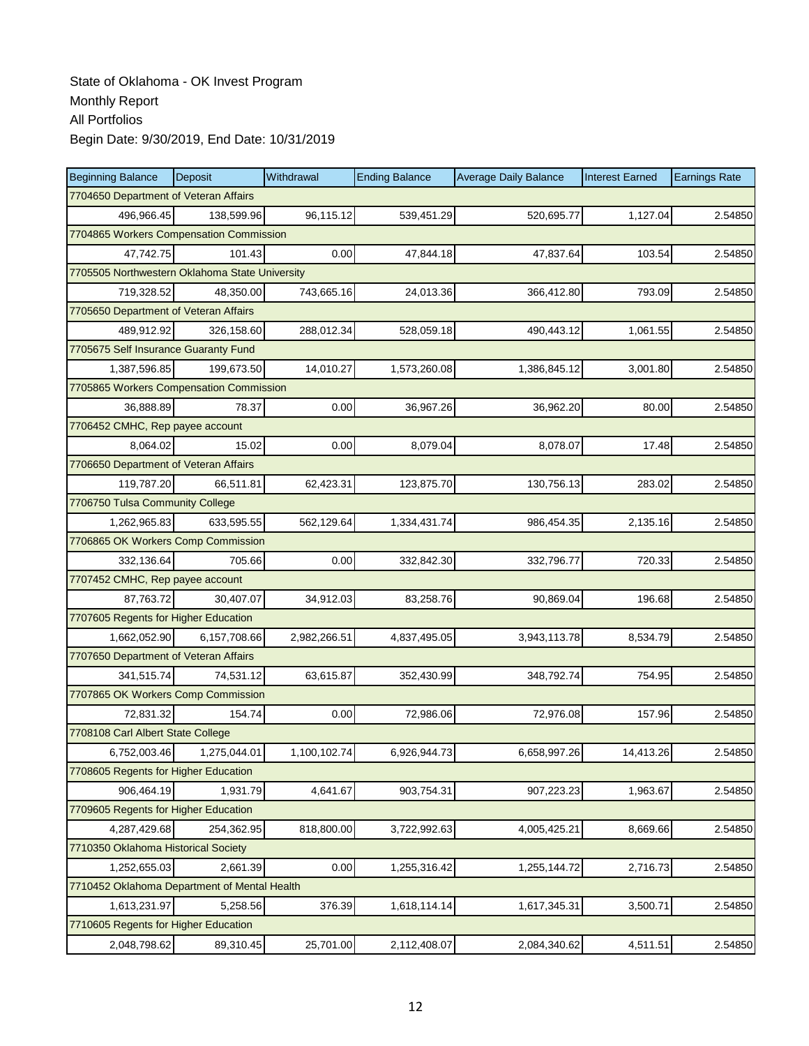State of Oklahoma - OK Invest Program

Monthly Report

All Portfolios

Begin Date: 9/30/2019, End Date: 10/31/2019

| Beginning Balance | Deposit | Withdrawal | Ending Balance | Average Daily Balance | Interest Earned | Earnings Rate |
|---|---|---|---|---|---|---|
| 7704650 Department of Veteran Affairs | | | | | | |
| 496,966.45 | 138,599.96 | 96,115.12 | 539,451.29 | 520,695.77 | 1,127.04 | 2.54850 |
| 7704865 Workers Compensation Commission | | | | | | |
| 47,742.75 | 101.43 | 0.00 | 47,844.18 | 47,837.64 | 103.54 | 2.54850 |
| 7705505 Northwestern Oklahoma State University | | | | | | |
| 719,328.52 | 48,350.00 | 743,665.16 | 24,013.36 | 366,412.80 | 793.09 | 2.54850 |
| 7705650 Department of Veteran Affairs | | | | | | |
| 489,912.92 | 326,158.60 | 288,012.34 | 528,059.18 | 490,443.12 | 1,061.55 | 2.54850 |
| 7705675 Self Insurance Guaranty Fund | | | | | | |
| 1,387,596.85 | 199,673.50 | 14,010.27 | 1,573,260.08 | 1,386,845.12 | 3,001.80 | 2.54850 |
| 7705865 Workers Compensation Commission | | | | | | |
| 36,888.89 | 78.37 | 0.00 | 36,967.26 | 36,962.20 | 80.00 | 2.54850 |
| 7706452 CMHC, Rep payee account | | | | | | |
| 8,064.02 | 15.02 | 0.00 | 8,079.04 | 8,078.07 | 17.48 | 2.54850 |
| 7706650 Department of Veteran Affairs | | | | | | |
| 119,787.20 | 66,511.81 | 62,423.31 | 123,875.70 | 130,756.13 | 283.02 | 2.54850 |
| 7706750 Tulsa Community College | | | | | | |
| 1,262,965.83 | 633,595.55 | 562,129.64 | 1,334,431.74 | 986,454.35 | 2,135.16 | 2.54850 |
| 7706865 OK Workers Comp Commission | | | | | | |
| 332,136.64 | 705.66 | 0.00 | 332,842.30 | 332,796.77 | 720.33 | 2.54850 |
| 7707452 CMHC, Rep payee account | | | | | | |
| 87,763.72 | 30,407.07 | 34,912.03 | 83,258.76 | 90,869.04 | 196.68 | 2.54850 |
| 7707605 Regents for Higher Education | | | | | | |
| 1,662,052.90 | 6,157,708.66 | 2,982,266.51 | 4,837,495.05 | 3,943,113.78 | 8,534.79 | 2.54850 |
| 7707650 Department of Veteran Affairs | | | | | | |
| 341,515.74 | 74,531.12 | 63,615.87 | 352,430.99 | 348,792.74 | 754.95 | 2.54850 |
| 7707865 OK Workers Comp Commission | | | | | | |
| 72,831.32 | 154.74 | 0.00 | 72,986.06 | 72,976.08 | 157.96 | 2.54850 |
| 7708108 Carl Albert State College | | | | | | |
| 6,752,003.46 | 1,275,044.01 | 1,100,102.74 | 6,926,944.73 | 6,658,997.26 | 14,413.26 | 2.54850 |
| 7708605 Regents for Higher Education | | | | | | |
| 906,464.19 | 1,931.79 | 4,641.67 | 903,754.31 | 907,223.23 | 1,963.67 | 2.54850 |
| 7709605 Regents for Higher Education | | | | | | |
| 4,287,429.68 | 254,362.95 | 818,800.00 | 3,722,992.63 | 4,005,425.21 | 8,669.66 | 2.54850 |
| 7710350 Oklahoma Historical Society | | | | | | |
| 1,252,655.03 | 2,661.39 | 0.00 | 1,255,316.42 | 1,255,144.72 | 2,716.73 | 2.54850 |
| 7710452 Oklahoma Department of Mental Health | | | | | | |
| 1,613,231.97 | 5,258.56 | 376.39 | 1,618,114.14 | 1,617,345.31 | 3,500.71 | 2.54850 |
| 7710605 Regents for Higher Education | | | | | | |
| 2,048,798.62 | 89,310.45 | 25,701.00 | 2,112,408.07 | 2,084,340.62 | 4,511.51 | 2.54850 |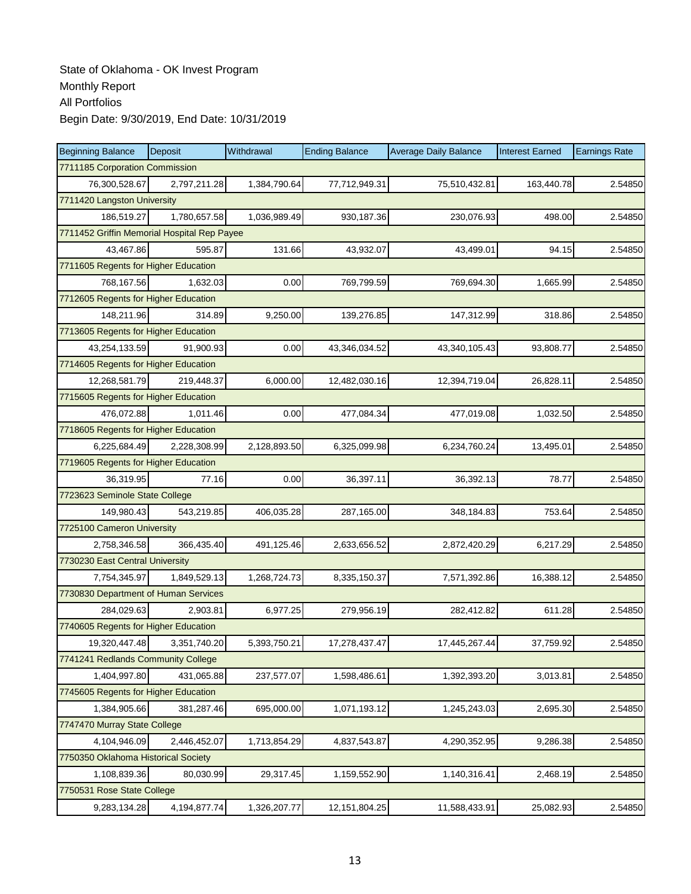State of Oklahoma - OK Invest Program
Monthly Report
All Portfolios
Begin Date: 9/30/2019, End Date: 10/31/2019

| Beginning Balance | Deposit | Withdrawal | Ending Balance | Average Daily Balance | Interest Earned | Earnings Rate |
|---|---|---|---|---|---|---|
| 7711185 Corporation Commission | | | | | | |
| 76,300,528.67 | 2,797,211.28 | 1,384,790.64 | 77,712,949.31 | 75,510,432.81 | 163,440.78 | 2.54850 |
| 7711420 Langston University | | | | | | |
| 186,519.27 | 1,780,657.58 | 1,036,989.49 | 930,187.36 | 230,076.93 | 498.00 | 2.54850 |
| 7711452 Griffin Memorial Hospital Rep Payee | | | | | | |
| 43,467.86 | 595.87 | 131.66 | 43,932.07 | 43,499.01 | 94.15 | 2.54850 |
| 7711605 Regents for Higher Education | | | | | | |
| 768,167.56 | 1,632.03 | 0.00 | 769,799.59 | 769,694.30 | 1,665.99 | 2.54850 |
| 7712605 Regents for Higher Education | | | | | | |
| 148,211.96 | 314.89 | 9,250.00 | 139,276.85 | 147,312.99 | 318.86 | 2.54850 |
| 7713605 Regents for Higher Education | | | | | | |
| 43,254,133.59 | 91,900.93 | 0.00 | 43,346,034.52 | 43,340,105.43 | 93,808.77 | 2.54850 |
| 7714605 Regents for Higher Education | | | | | | |
| 12,268,581.79 | 219,448.37 | 6,000.00 | 12,482,030.16 | 12,394,719.04 | 26,828.11 | 2.54850 |
| 7715605 Regents for Higher Education | | | | | | |
| 476,072.88 | 1,011.46 | 0.00 | 477,084.34 | 477,019.08 | 1,032.50 | 2.54850 |
| 7718605 Regents for Higher Education | | | | | | |
| 6,225,684.49 | 2,228,308.99 | 2,128,893.50 | 6,325,099.98 | 6,234,760.24 | 13,495.01 | 2.54850 |
| 7719605 Regents for Higher Education | | | | | | |
| 36,319.95 | 77.16 | 0.00 | 36,397.11 | 36,392.13 | 78.77 | 2.54850 |
| 7723623 Seminole State College | | | | | | |
| 149,980.43 | 543,219.85 | 406,035.28 | 287,165.00 | 348,184.83 | 753.64 | 2.54850 |
| 7725100 Cameron University | | | | | | |
| 2,758,346.58 | 366,435.40 | 491,125.46 | 2,633,656.52 | 2,872,420.29 | 6,217.29 | 2.54850 |
| 7730230 East Central University | | | | | | |
| 7,754,345.97 | 1,849,529.13 | 1,268,724.73 | 8,335,150.37 | 7,571,392.86 | 16,388.12 | 2.54850 |
| 7730830 Department of Human Services | | | | | | |
| 284,029.63 | 2,903.81 | 6,977.25 | 279,956.19 | 282,412.82 | 611.28 | 2.54850 |
| 7740605 Regents for Higher Education | | | | | | |
| 19,320,447.48 | 3,351,740.20 | 5,393,750.21 | 17,278,437.47 | 17,445,267.44 | 37,759.92 | 2.54850 |
| 7741241 Redlands Community College | | | | | | |
| 1,404,997.80 | 431,065.88 | 237,577.07 | 1,598,486.61 | 1,392,393.20 | 3,013.81 | 2.54850 |
| 7745605 Regents for Higher Education | | | | | | |
| 1,384,905.66 | 381,287.46 | 695,000.00 | 1,071,193.12 | 1,245,243.03 | 2,695.30 | 2.54850 |
| 7747470 Murray State College | | | | | | |
| 4,104,946.09 | 2,446,452.07 | 1,713,854.29 | 4,837,543.87 | 4,290,352.95 | 9,286.38 | 2.54850 |
| 7750350 Oklahoma Historical Society | | | | | | |
| 1,108,839.36 | 80,030.99 | 29,317.45 | 1,159,552.90 | 1,140,316.41 | 2,468.19 | 2.54850 |
| 7750531 Rose State College | | | | | | |
| 9,283,134.28 | 4,194,877.74 | 1,326,207.77 | 12,151,804.25 | 11,588,433.91 | 25,082.93 | 2.54850 |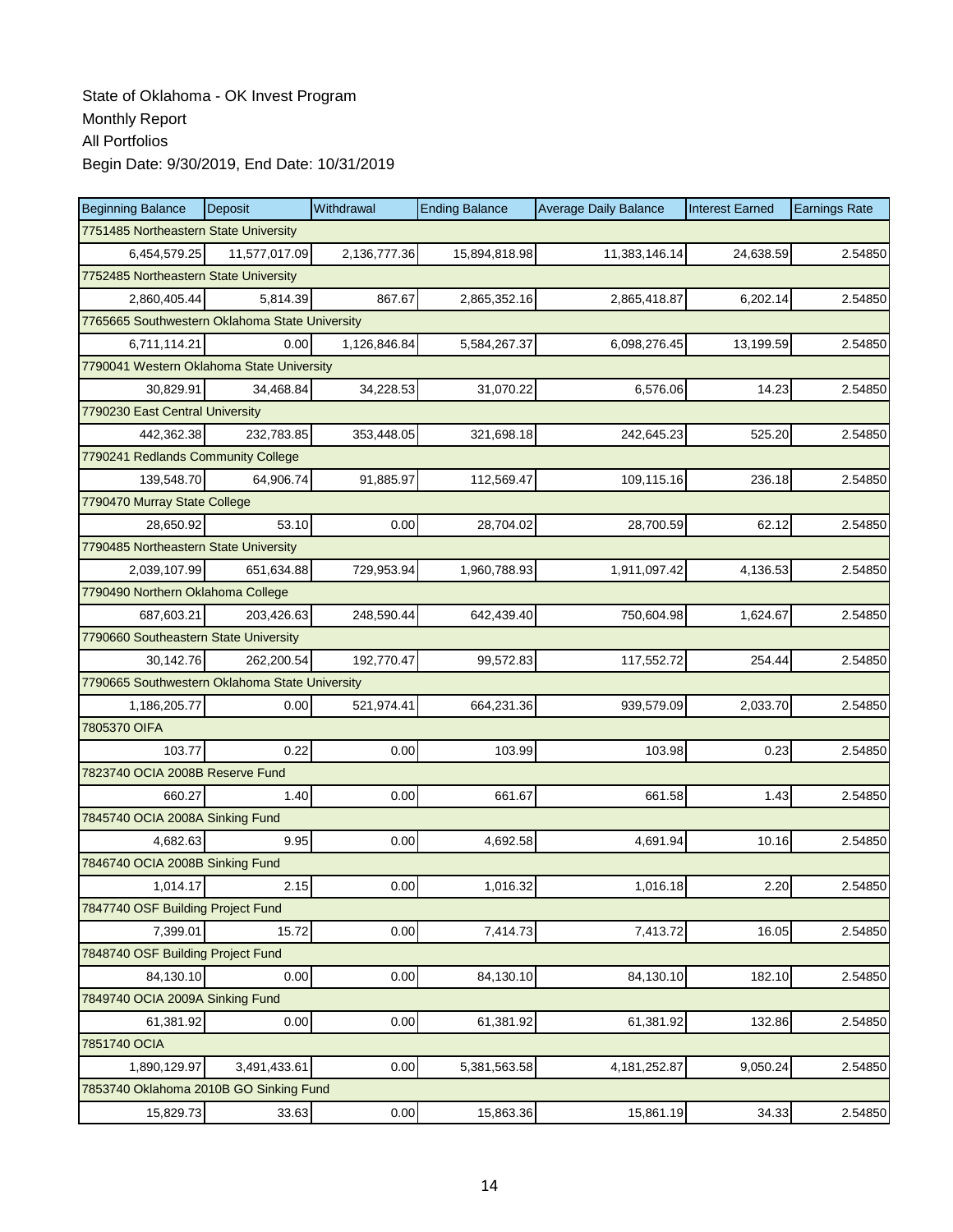State of Oklahoma - OK Invest Program

Monthly Report

All Portfolios

Begin Date: 9/30/2019, End Date: 10/31/2019

| Beginning Balance | Deposit | Withdrawal | Ending Balance | Average Daily Balance | Interest Earned | Earnings Rate |
|---|---|---|---|---|---|---|
| 7751485 Northeastern State University | | | | | | |
| 6,454,579.25 | 11,577,017.09 | 2,136,777.36 | 15,894,818.98 | 11,383,146.14 | 24,638.59 | 2.54850 |
| 7752485 Northeastern State University | | | | | | |
| 2,860,405.44 | 5,814.39 | 867.67 | 2,865,352.16 | 2,865,418.87 | 6,202.14 | 2.54850 |
| 7765665 Southwestern Oklahoma State University | | | | | | |
| 6,711,114.21 | 0.00 | 1,126,846.84 | 5,584,267.37 | 6,098,276.45 | 13,199.59 | 2.54850 |
| 7790041 Western Oklahoma State University | | | | | | |
| 30,829.91 | 34,468.84 | 34,228.53 | 31,070.22 | 6,576.06 | 14.23 | 2.54850 |
| 7790230 East Central University | | | | | | |
| 442,362.38 | 232,783.85 | 353,448.05 | 321,698.18 | 242,645.23 | 525.20 | 2.54850 |
| 7790241 Redlands Community College | | | | | | |
| 139,548.70 | 64,906.74 | 91,885.97 | 112,569.47 | 109,115.16 | 236.18 | 2.54850 |
| 7790470 Murray State College | | | | | | |
| 28,650.92 | 53.10 | 0.00 | 28,704.02 | 28,700.59 | 62.12 | 2.54850 |
| 7790485 Northeastern State University | | | | | | |
| 2,039,107.99 | 651,634.88 | 729,953.94 | 1,960,788.93 | 1,911,097.42 | 4,136.53 | 2.54850 |
| 7790490 Northern Oklahoma College | | | | | | |
| 687,603.21 | 203,426.63 | 248,590.44 | 642,439.40 | 750,604.98 | 1,624.67 | 2.54850 |
| 7790660 Southeastern State University | | | | | | |
| 30,142.76 | 262,200.54 | 192,770.47 | 99,572.83 | 117,552.72 | 254.44 | 2.54850 |
| 7790665 Southwestern Oklahoma State University | | | | | | |
| 1,186,205.77 | 0.00 | 521,974.41 | 664,231.36 | 939,579.09 | 2,033.70 | 2.54850 |
| 7805370 OIFA | | | | | | |
| 103.77 | 0.22 | 0.00 | 103.99 | 103.98 | 0.23 | 2.54850 |
| 7823740 OCIA 2008B Reserve Fund | | | | | | |
| 660.27 | 1.40 | 0.00 | 661.67 | 661.58 | 1.43 | 2.54850 |
| 7845740 OCIA 2008A Sinking Fund | | | | | | |
| 4,682.63 | 9.95 | 0.00 | 4,692.58 | 4,691.94 | 10.16 | 2.54850 |
| 7846740 OCIA 2008B Sinking Fund | | | | | | |
| 1,014.17 | 2.15 | 0.00 | 1,016.32 | 1,016.18 | 2.20 | 2.54850 |
| 7847740 OSF Building Project Fund | | | | | | |
| 7,399.01 | 15.72 | 0.00 | 7,414.73 | 7,413.72 | 16.05 | 2.54850 |
| 7848740 OSF Building Project Fund | | | | | | |
| 84,130.10 | 0.00 | 0.00 | 84,130.10 | 84,130.10 | 182.10 | 2.54850 |
| 7849740 OCIA 2009A Sinking Fund | | | | | | |
| 61,381.92 | 0.00 | 0.00 | 61,381.92 | 61,381.92 | 132.86 | 2.54850 |
| 7851740 OCIA | | | | | | |
| 1,890,129.97 | 3,491,433.61 | 0.00 | 5,381,563.58 | 4,181,252.87 | 9,050.24 | 2.54850 |
| 7853740 Oklahoma 2010B GO Sinking Fund | | | | | | |
| 15,829.73 | 33.63 | 0.00 | 15,863.36 | 15,861.19 | 34.33 | 2.54850 |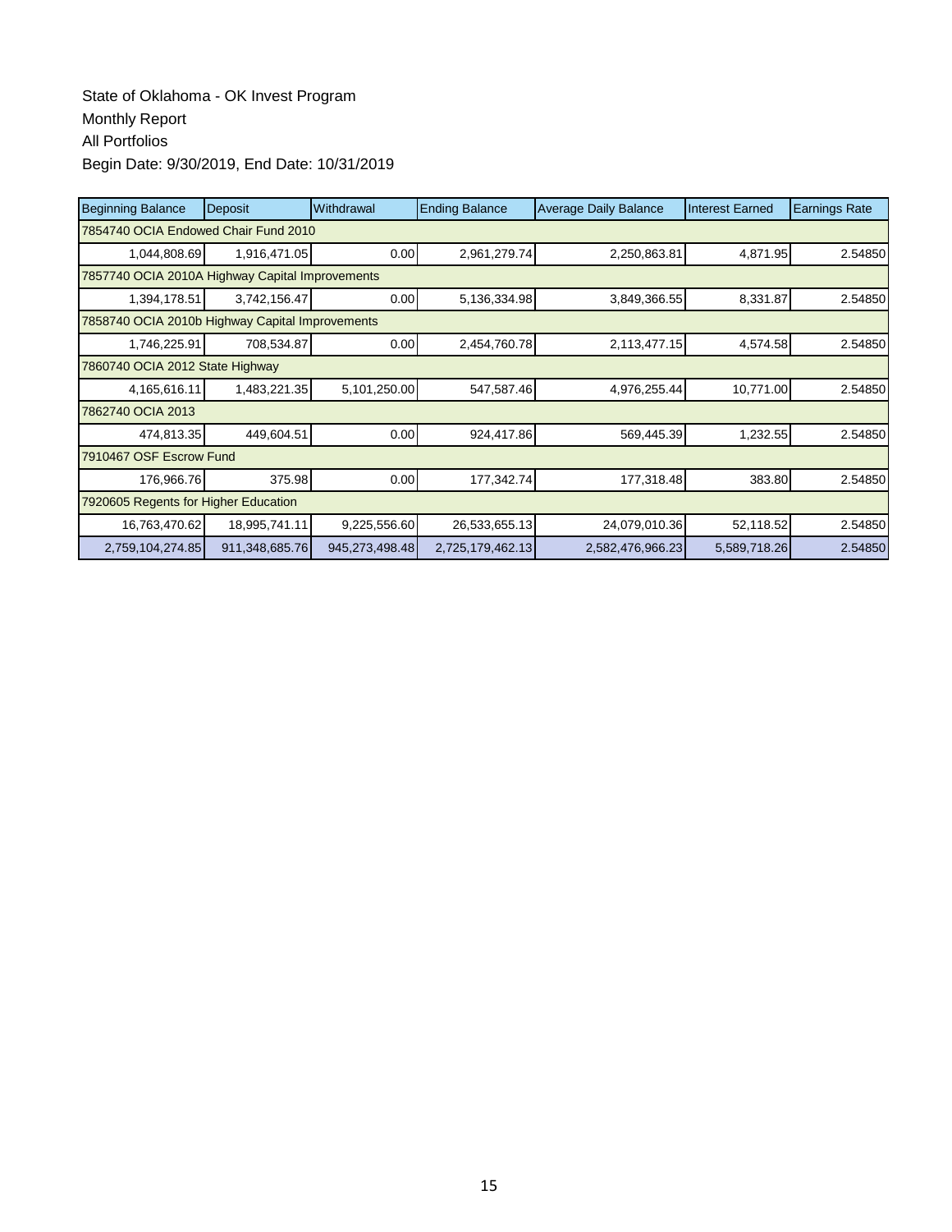State of Oklahoma - OK Invest Program

Monthly Report

All Portfolios

Begin Date: 9/30/2019, End Date: 10/31/2019

| Beginning Balance | Deposit | Withdrawal | Ending Balance | Average Daily Balance | Interest Earned | Earnings Rate |
|---|---|---|---|---|---|---|
| 7854740 OCIA Endowed Chair Fund 2010 | | | | | | |
| 1,044,808.69 | 1,916,471.05 | 0.00 | 2,961,279.74 | 2,250,863.81 | 4,871.95 | 2.54850 |
| 7857740 OCIA 2010A Highway Capital Improvements | | | | | | |
| 1,394,178.51 | 3,742,156.47 | 0.00 | 5,136,334.98 | 3,849,366.55 | 8,331.87 | 2.54850 |
| 7858740 OCIA 2010b Highway Capital Improvements | | | | | | |
| 1,746,225.91 | 708,534.87 | 0.00 | 2,454,760.78 | 2,113,477.15 | 4,574.58 | 2.54850 |
| 7860740 OCIA 2012 State Highway | | | | | | |
| 4,165,616.11 | 1,483,221.35 | 5,101,250.00 | 547,587.46 | 4,976,255.44 | 10,771.00 | 2.54850 |
| 7862740 OCIA 2013 | | | | | | |
| 474,813.35 | 449,604.51 | 0.00 | 924,417.86 | 569,445.39 | 1,232.55 | 2.54850 |
| 7910467 OSF Escrow Fund | | | | | | |
| 176,966.76 | 375.98 | 0.00 | 177,342.74 | 177,318.48 | 383.80 | 2.54850 |
| 7920605 Regents for Higher Education | | | | | | |
| 16,763,470.62 | 18,995,741.11 | 9,225,556.60 | 26,533,655.13 | 24,079,010.36 | 52,118.52 | 2.54850 |
| 2,759,104,274.85 | 911,348,685.76 | 945,273,498.48 | 2,725,179,462.13 | 2,582,476,966.23 | 5,589,718.26 | 2.54850 |